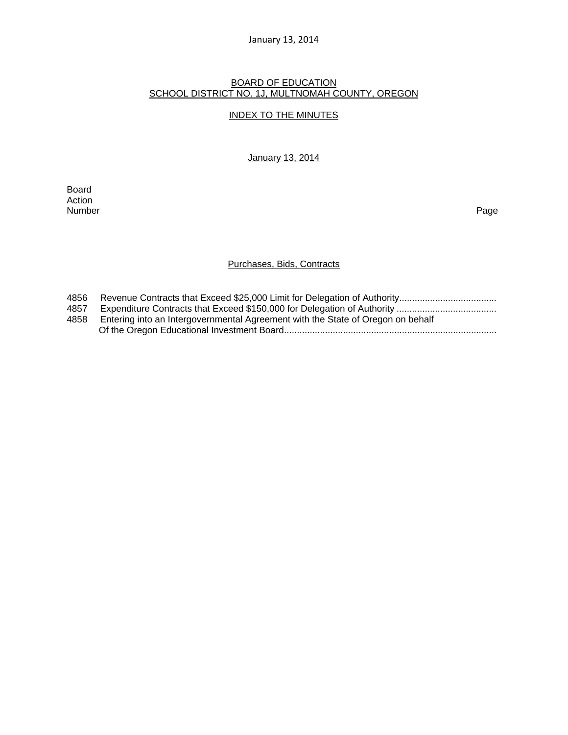January 13, 2014

# BOARD OF EDUCATION
## SCHOOL DISTRICT NO. 1J, MULTNOMAH COUNTY, OREGON

### INDEX TO THE MINUTES

January 13, 2014

| Board Action Number | | Page |
|---|---|---|

### Purchases, Bids, Contracts

| | | |
|---|---|---|
| 4856 | Revenue Contracts that Exceed $25,000 Limit for Delegation of Authority...................................... | |
| 4857 | Expenditure Contracts that Exceed $150,000 for Delegation of Authority ....................................... | |
| 4858 | Entering into an Intergovernmental Agreement with the State of Oregon on behalf Of the Oregon Educational Investment Board................................................................................... | |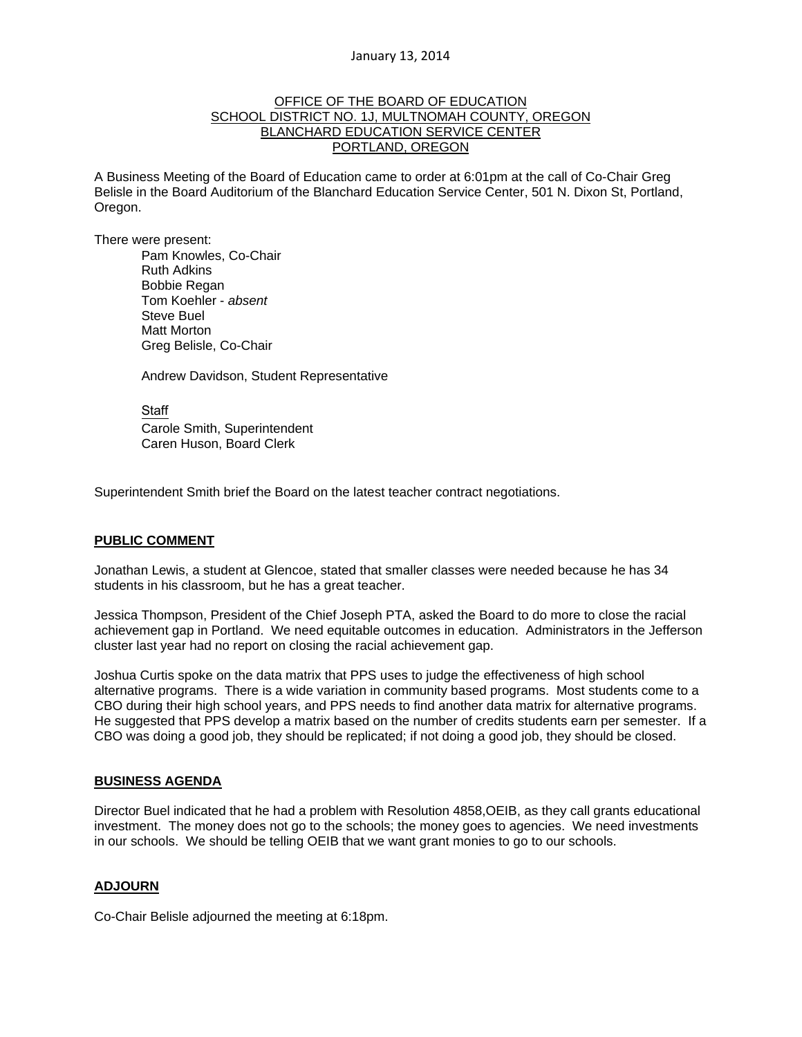January 13, 2014

OFFICE OF THE BOARD OF EDUCATION
SCHOOL DISTRICT NO. 1J, MULTNOMAH COUNTY, OREGON
BLANCHARD EDUCATION SERVICE CENTER
PORTLAND, OREGON

A Business Meeting of the Board of Education came to order at 6:01pm at the call of Co-Chair Greg Belisle in the Board Auditorium of the Blanchard Education Service Center, 501 N. Dixon St, Portland, Oregon.

There were present:

Pam Knowles, Co-Chair
Ruth Adkins
Bobbie Regan
Tom Koehler - *absent*
Steve Buel
Matt Morton
Greg Belisle, Co-Chair

Andrew Davidson, Student Representative

Staff
Carole Smith, Superintendent
Caren Huson, Board Clerk

Superintendent Smith brief the Board on the latest teacher contract negotiations.

## PUBLIC COMMENT

Jonathan Lewis, a student at Glencoe, stated that smaller classes were needed because he has 34 students in his classroom, but he has a great teacher.

Jessica Thompson, President of the Chief Joseph PTA, asked the Board to do more to close the racial achievement gap in Portland. We need equitable outcomes in education. Administrators in the Jefferson cluster last year had no report on closing the racial achievement gap.

Joshua Curtis spoke on the data matrix that PPS uses to judge the effectiveness of high school alternative programs. There is a wide variation in community based programs. Most students come to a CBO during their high school years, and PPS needs to find another data matrix for alternative programs. He suggested that PPS develop a matrix based on the number of credits students earn per semester. If a CBO was doing a good job, they should be replicated; if not doing a good job, they should be closed.

## BUSINESS AGENDA

Director Buel indicated that he had a problem with Resolution 4858,OEIB, as they call grants educational investment. The money does not go to the schools; the money goes to agencies. We need investments in our schools. We should be telling OEIB that we want grant monies to go to our schools.

## ADJOURN

Co-Chair Belisle adjourned the meeting at 6:18pm.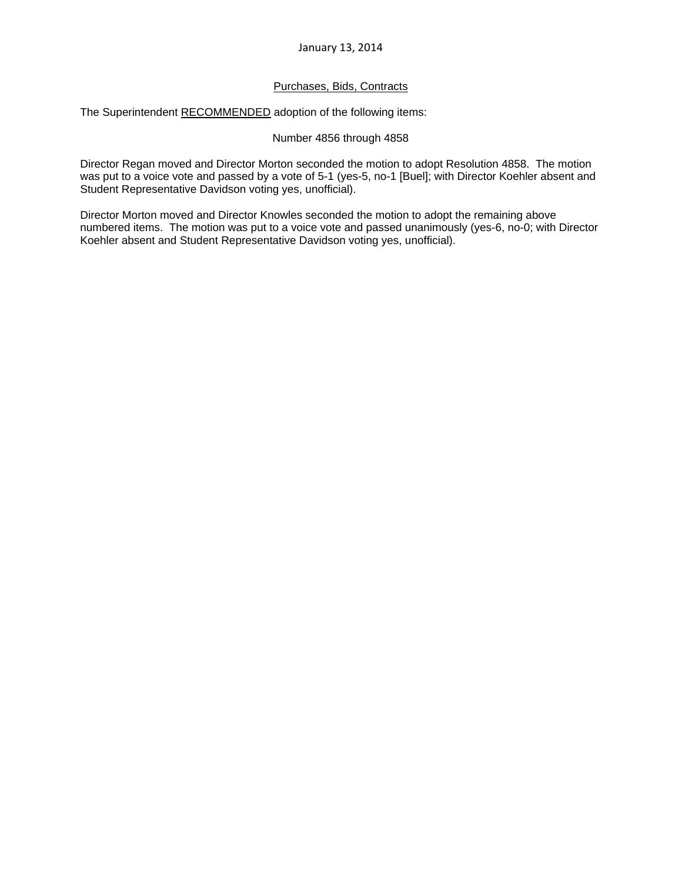January 13, 2014

## Purchases, Bids, Contracts

The Superintendent RECOMMENDED adoption of the following items:

Number 4856 through 4858

Director Regan moved and Director Morton seconded the motion to adopt Resolution 4858. The motion was put to a voice vote and passed by a vote of 5-1 (yes-5, no-1 [Buel]; with Director Koehler absent and Student Representative Davidson voting yes, unofficial).

Director Morton moved and Director Knowles seconded the motion to adopt the remaining above numbered items. The motion was put to a voice vote and passed unanimously (yes-6, no-0; with Director Koehler absent and Student Representative Davidson voting yes, unofficial).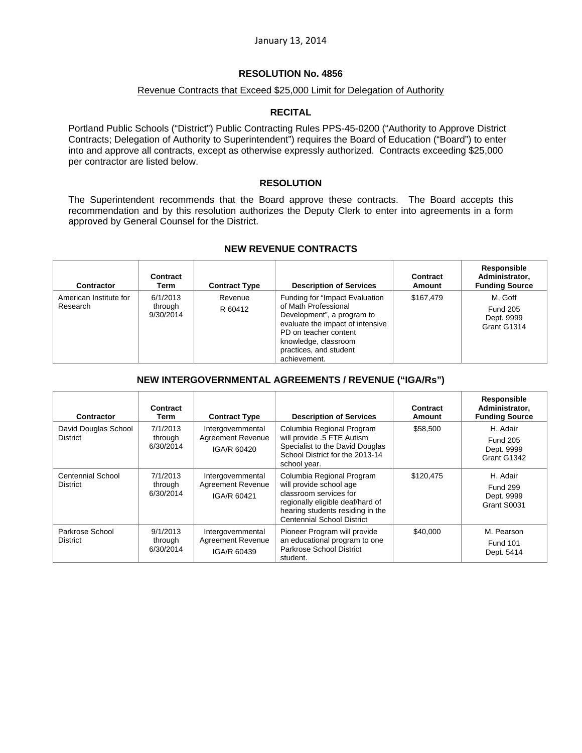January 13, 2014

## RESOLUTION No. 4856

Revenue Contracts that Exceed $25,000 Limit for Delegation of Authority

### RECITAL

Portland Public Schools ("District") Public Contracting Rules PPS-45-0200 ("Authority to Approve District Contracts; Delegation of Authority to Superintendent") requires the Board of Education ("Board") to enter into and approve all contracts, except as otherwise expressly authorized. Contracts exceeding $25,000 per contractor are listed below.

### RESOLUTION

The Superintendent recommends that the Board approve these contracts. The Board accepts this recommendation and by this resolution authorizes the Deputy Clerk to enter into agreements in a form approved by General Counsel for the District.

### NEW REVENUE CONTRACTS

| Contractor | Contract Term | Contract Type | Description of Services | Contract Amount | Responsible Administrator, Funding Source |
|---|---|---|---|---|---|
| American Institute for Research | 6/1/2013 through 9/30/2014 | Revenue R 60412 | Funding for "Impact Evaluation of Math Professional Development", a program to evaluate the impact of intensive PD on teacher content knowledge, classroom practices, and student achievement. | $167,479 | M. Goff Fund 205 Dept. 9999 Grant G1314 |

### NEW INTERGOVERNMENTAL AGREEMENTS / REVENUE ("IGA/Rs")

| Contractor | Contract Term | Contract Type | Description of Services | Contract Amount | Responsible Administrator, Funding Source |
|---|---|---|---|---|---|
| David Douglas School District | 7/1/2013 through 6/30/2014 | Intergovernmental Agreement Revenue IGA/R 60420 | Columbia Regional Program will provide .5 FTE Autism Specialist to the David Douglas School District for the 2013-14 school year. | $58,500 | H. Adair Fund 205 Dept. 9999 Grant G1342 |
| Centennial School District | 7/1/2013 through 6/30/2014 | Intergovernmental Agreement Revenue IGA/R 60421 | Columbia Regional Program will provide school age classroom services for regionally eligible deaf/hard of hearing students residing in the Centennial School District | $120,475 | H. Adair Fund 299 Dept. 9999 Grant S0031 |
| Parkrose School District | 9/1/2013 through 6/30/2014 | Intergovernmental Agreement Revenue IGA/R 60439 | Pioneer Program will provide an educational program to one Parkrose School District student. | $40,000 | M. Pearson Fund 101 Dept. 5414 |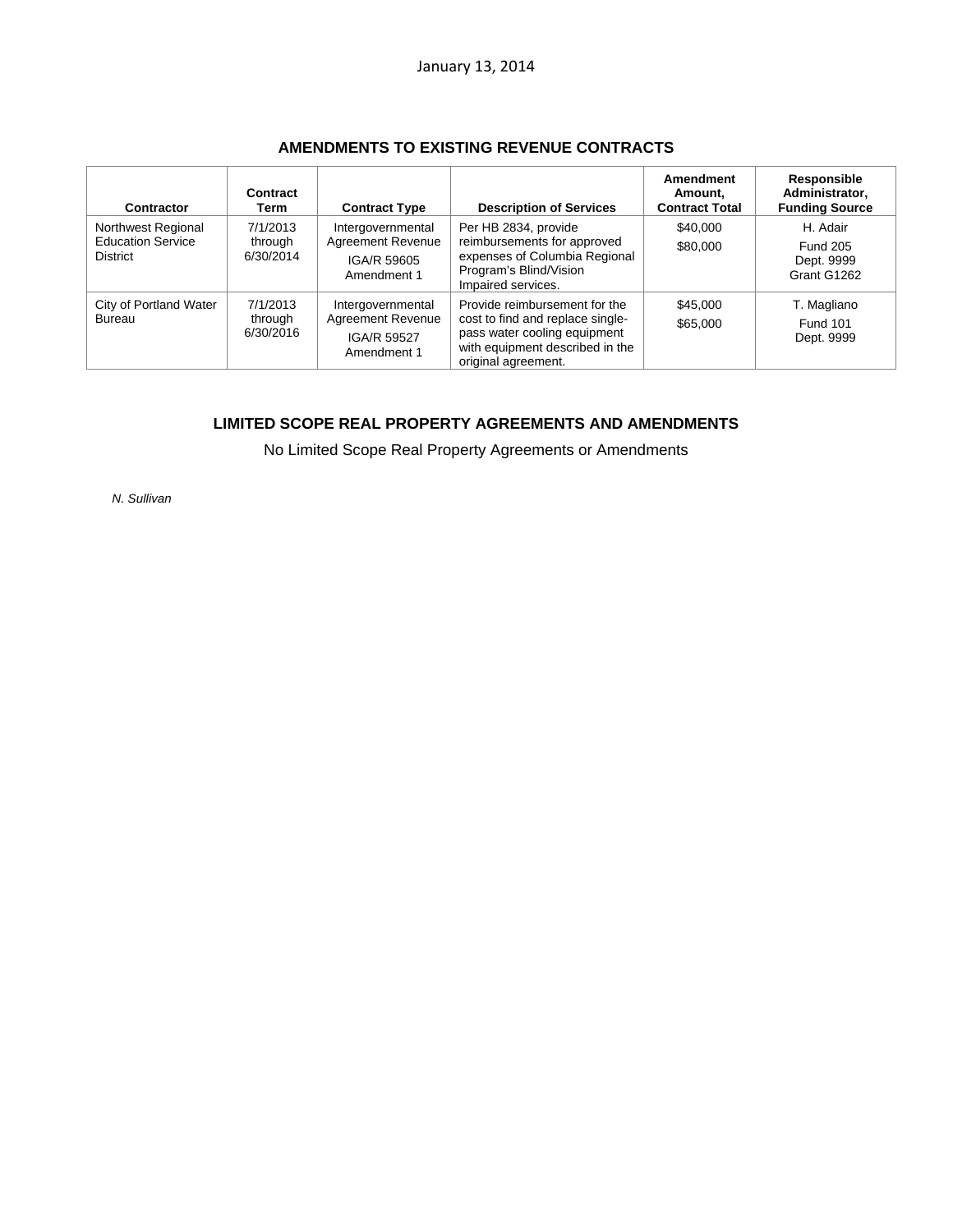January 13, 2014

## AMENDMENTS TO EXISTING REVENUE CONTRACTS

| Contractor | Contract Term | Contract Type | Description of Services | Amendment Amount, Contract Total | Responsible Administrator, Funding Source |
|---|---|---|---|---|---|
| Northwest Regional Education Service District | 7/1/2013 through 6/30/2014 | Intergovernmental Agreement Revenue IGA/R 59605 Amendment 1 | Per HB 2834, provide reimbursements for approved expenses of Columbia Regional Program's Blind/Vision Impaired services. | $40,000 $80,000 | H. Adair Fund 205 Dept. 9999 Grant G1262 |
| City of Portland Water Bureau | 7/1/2013 through 6/30/2016 | Intergovernmental Agreement Revenue IGA/R 59527 Amendment 1 | Provide reimbursement for the cost to find and replace single-pass water cooling equipment with equipment described in the original agreement. | $45,000 $65,000 | T. Magliano Fund 101 Dept. 9999 |

## LIMITED SCOPE REAL PROPERTY AGREEMENTS AND AMENDMENTS

No Limited Scope Real Property Agreements or Amendments

*N. Sullivan*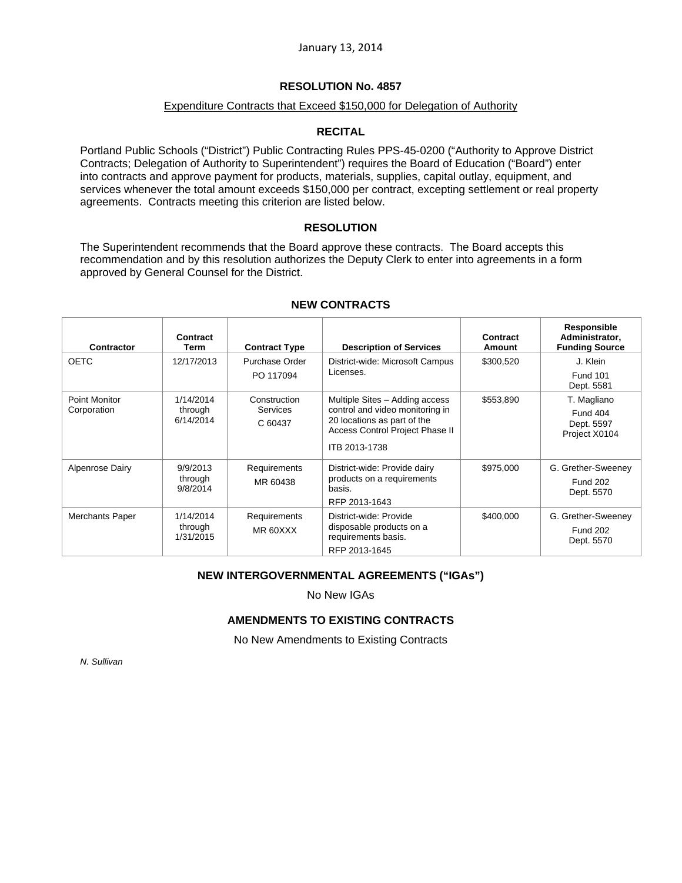January 13, 2014

# RESOLUTION No. 4857

Expenditure Contracts that Exceed $150,000 for Delegation of Authority

## RECITAL

Portland Public Schools ("District") Public Contracting Rules PPS-45-0200 ("Authority to Approve District Contracts; Delegation of Authority to Superintendent") requires the Board of Education ("Board") enter into contracts and approve payment for products, materials, supplies, capital outlay, equipment, and services whenever the total amount exceeds $150,000 per contract, excepting settlement or real property agreements. Contracts meeting this criterion are listed below.

## RESOLUTION

The Superintendent recommends that the Board approve these contracts. The Board accepts this recommendation and by this resolution authorizes the Deputy Clerk to enter into agreements in a form approved by General Counsel for the District.

## NEW CONTRACTS

| Contractor | Contract Term | Contract Type | Description of Services | Contract Amount | Responsible Administrator, Funding Source |
|---|---|---|---|---|---|
| OETC | 12/17/2013 | Purchase Order PO 117094 | District-wide: Microsoft Campus Licenses. | $300,520 | J. Klein Fund 101 Dept. 5581 |
| Point Monitor Corporation | 1/14/2014 through 6/14/2014 | Construction Services C 60437 | Multiple Sites – Adding access control and video monitoring in 20 locations as part of the Access Control Project Phase II ITB 2013-1738 | $553,890 | T. Magliano Fund 404 Dept. 5597 Project X0104 |
| Alpenrose Dairy | 9/9/2013 through 9/8/2014 | Requirements MR 60438 | District-wide: Provide dairy products on a requirements basis. RFP 2013-1643 | $975,000 | G. Grether-Sweeney Fund 202 Dept. 5570 |
| Merchants Paper | 1/14/2014 through 1/31/2015 | Requirements MR 60XXX | District-wide: Provide disposable products on a requirements basis. RFP 2013-1645 | $400,000 | G. Grether-Sweeney Fund 202 Dept. 5570 |

## NEW INTERGOVERNMENTAL AGREEMENTS ("IGAs")

No New IGAs

## AMENDMENTS TO EXISTING CONTRACTS

No New Amendments to Existing Contracts

*N. Sullivan*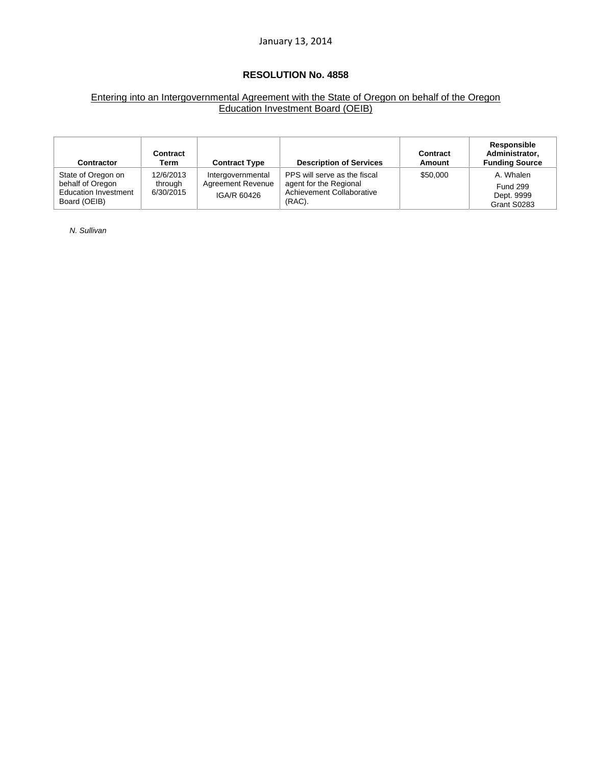January 13, 2014

## RESOLUTION No. 4858

Entering into an Intergovernmental Agreement with the State of Oregon on behalf of the Oregon Education Investment Board (OEIB)

| Contractor | Contract Term | Contract Type | Description of Services | Contract Amount | Responsible Administrator, Funding Source |
|---|---|---|---|---|---|
| State of Oregon on behalf of Oregon Education Investment Board (OEIB) | 12/6/2013 through 6/30/2015 | Intergovernmental Agreement Revenue IGA/R 60426 | PPS will serve as the fiscal agent for the Regional Achievement Collaborative (RAC). | $50,000 | A. Whalen Fund 299 Dept. 9999 Grant S0283 |

*N. Sullivan*